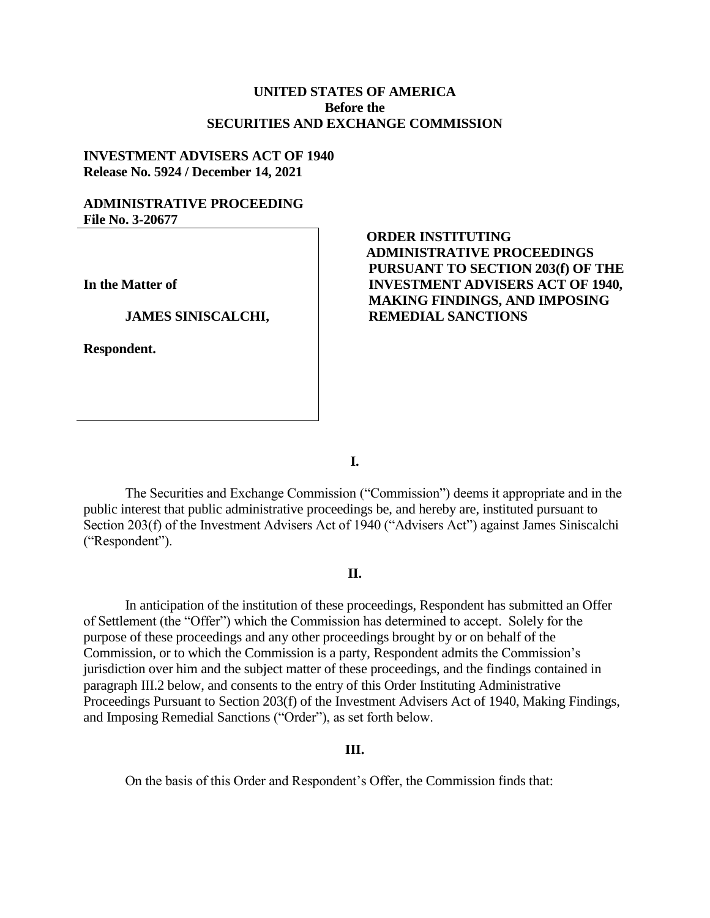**UNITED STATES OF AMERICA**
**Before the**
**SECURITIES AND EXCHANGE COMMISSION**

**INVESTMENT ADVISERS ACT OF 1940**
**Release No. 5924 / December 14, 2021**

**ADMINISTRATIVE PROCEEDING**
**File No. 3-20677**

| | |
|---|---|
| **In the Matter of**<br><br>**JAMES SINISCALCHI,**<br><br>**Respondent.** | **ORDER INSTITUTING ADMINISTRATIVE PROCEEDINGS PURSUANT TO SECTION 203(f) OF THE INVESTMENT ADVISERS ACT OF 1940, MAKING FINDINGS, AND IMPOSING REMEDIAL SANCTIONS** |

**I.**

The Securities and Exchange Commission ("Commission") deems it appropriate and in the public interest that public administrative proceedings be, and hereby are, instituted pursuant to Section 203(f) of the Investment Advisers Act of 1940 ("Advisers Act") against James Siniscalchi ("Respondent").

**II.**

In anticipation of the institution of these proceedings, Respondent has submitted an Offer of Settlement (the "Offer") which the Commission has determined to accept. Solely for the purpose of these proceedings and any other proceedings brought by or on behalf of the Commission, or to which the Commission is a party, Respondent admits the Commission's jurisdiction over him and the subject matter of these proceedings, and the findings contained in paragraph III.2 below, and consents to the entry of this Order Instituting Administrative Proceedings Pursuant to Section 203(f) of the Investment Advisers Act of 1940, Making Findings, and Imposing Remedial Sanctions ("Order"), as set forth below.

**III.**

On the basis of this Order and Respondent's Offer, the Commission finds that: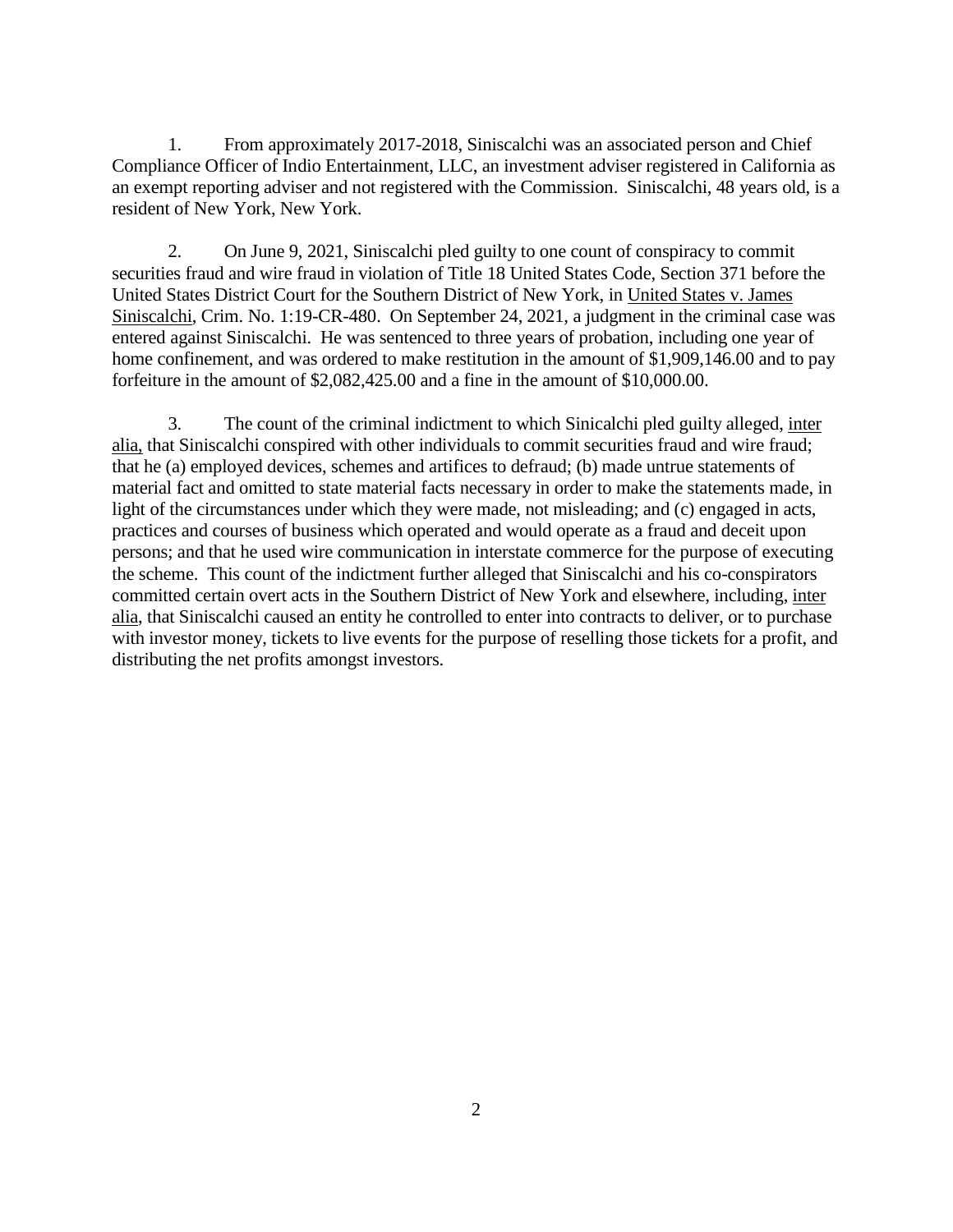1. From approximately 2017-2018, Siniscalchi was an associated person and Chief Compliance Officer of Indio Entertainment, LLC, an investment adviser registered in California as an exempt reporting adviser and not registered with the Commission. Siniscalchi, 48 years old, is a resident of New York, New York.

2. On June 9, 2021, Siniscalchi pled guilty to one count of conspiracy to commit securities fraud and wire fraud in violation of Title 18 United States Code, Section 371 before the United States District Court for the Southern District of New York, in United States v. James Siniscalchi, Crim. No. 1:19-CR-480. On September 24, 2021, a judgment in the criminal case was entered against Siniscalchi. He was sentenced to three years of probation, including one year of home confinement, and was ordered to make restitution in the amount of $1,909,146.00 and to pay forfeiture in the amount of $2,082,425.00 and a fine in the amount of $10,000.00.

3. The count of the criminal indictment to which Sinicalchi pled guilty alleged, inter alia, that Siniscalchi conspired with other individuals to commit securities fraud and wire fraud; that he (a) employed devices, schemes and artifices to defraud; (b) made untrue statements of material fact and omitted to state material facts necessary in order to make the statements made, in light of the circumstances under which they were made, not misleading; and (c) engaged in acts, practices and courses of business which operated and would operate as a fraud and deceit upon persons; and that he used wire communication in interstate commerce for the purpose of executing the scheme. This count of the indictment further alleged that Siniscalchi and his co-conspirators committed certain overt acts in the Southern District of New York and elsewhere, including, inter alia, that Siniscalchi caused an entity he controlled to enter into contracts to deliver, or to purchase with investor money, tickets to live events for the purpose of reselling those tickets for a profit, and distributing the net profits amongst investors.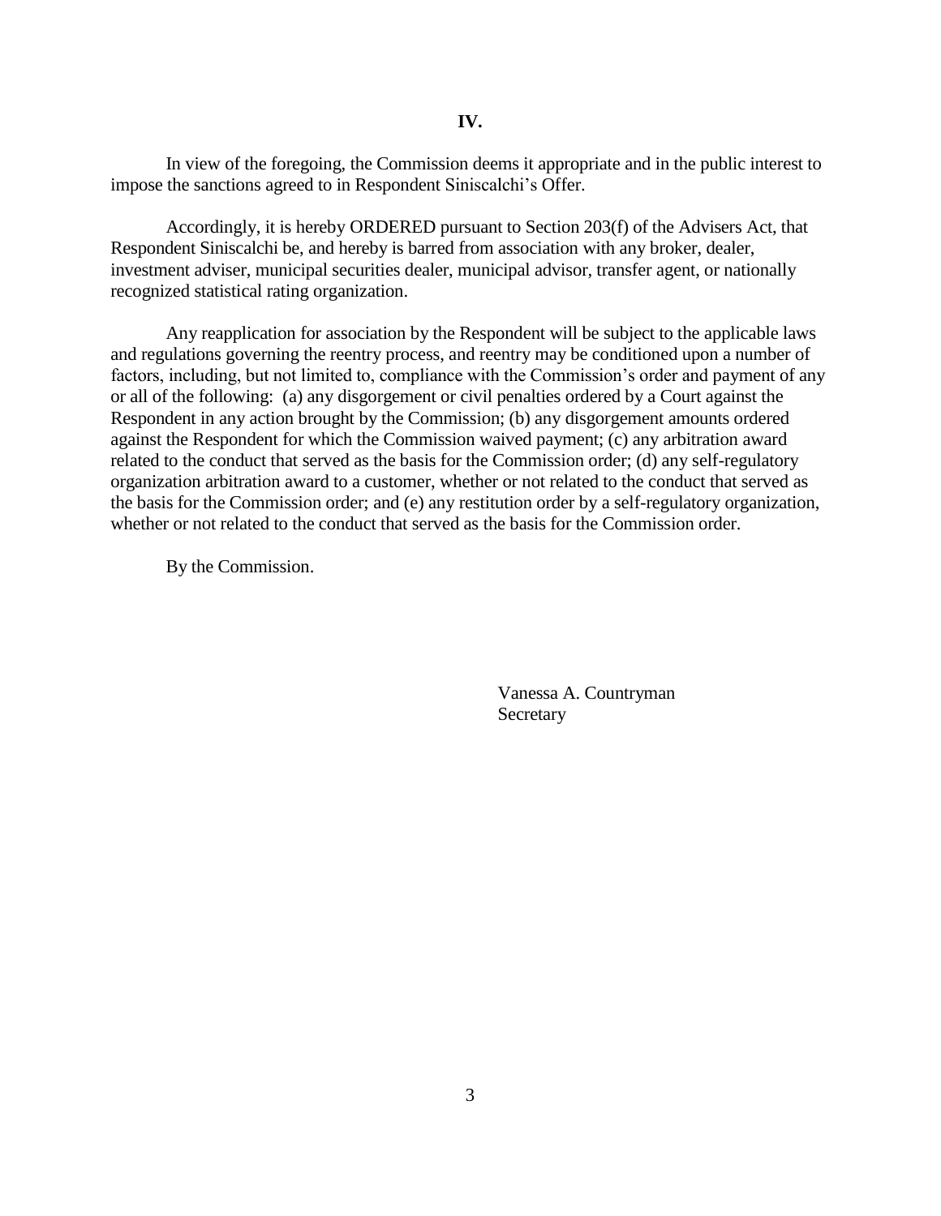## IV.

In view of the foregoing, the Commission deems it appropriate and in the public interest to impose the sanctions agreed to in Respondent Siniscalchi's Offer.

Accordingly, it is hereby ORDERED pursuant to Section 203(f) of the Advisers Act, that Respondent Siniscalchi be, and hereby is barred from association with any broker, dealer, investment adviser, municipal securities dealer, municipal advisor, transfer agent, or nationally recognized statistical rating organization.

Any reapplication for association by the Respondent will be subject to the applicable laws and regulations governing the reentry process, and reentry may be conditioned upon a number of factors, including, but not limited to, compliance with the Commission's order and payment of any or all of the following: (a) any disgorgement or civil penalties ordered by a Court against the Respondent in any action brought by the Commission; (b) any disgorgement amounts ordered against the Respondent for which the Commission waived payment; (c) any arbitration award related to the conduct that served as the basis for the Commission order; (d) any self-regulatory organization arbitration award to a customer, whether or not related to the conduct that served as the basis for the Commission order; and (e) any restitution order by a self-regulatory organization, whether or not related to the conduct that served as the basis for the Commission order.

By the Commission.

Vanessa A. Countryman
Secretary